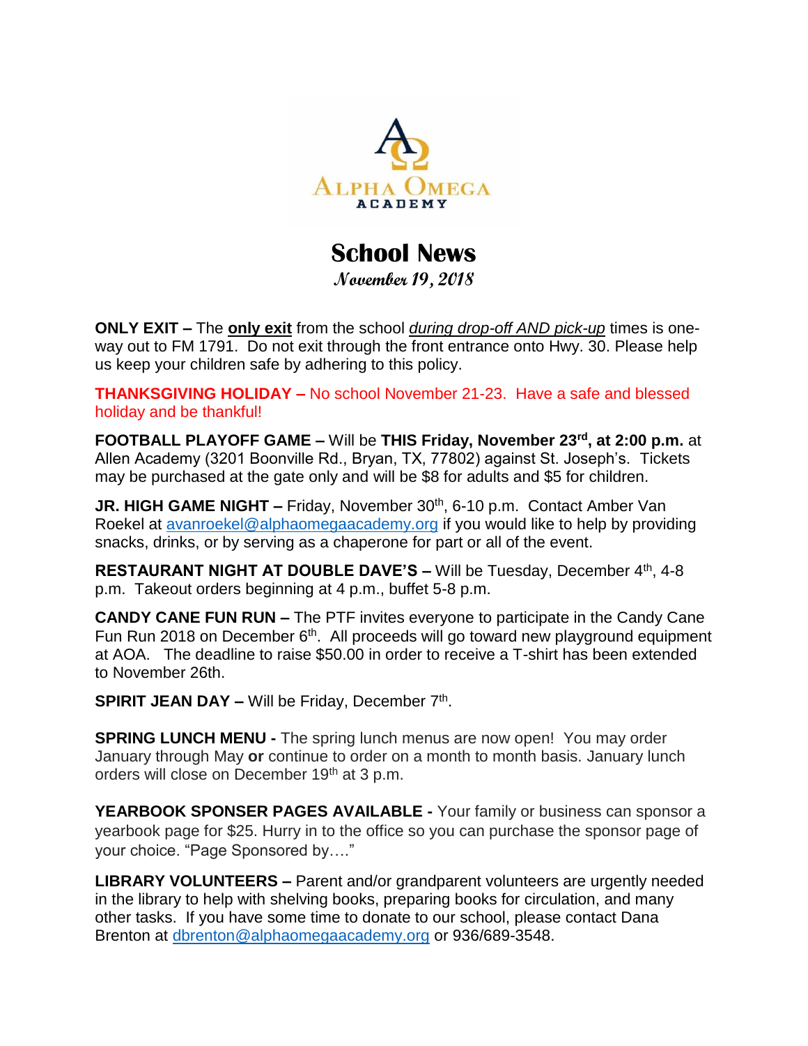ALPHA OMEGA ACADEMY

# School News

**November 19, 2018**

**ONLY EXIT –** The **only exit** from the school *during drop-off AND pick-up* times is one-way out to FM 1791. Do not exit through the front entrance onto Hwy. 30. Please help us keep your children safe by adhering to this policy.

**THANKSGIVING HOLIDAY –** No school November 21-23. Have a safe and blessed holiday and be thankful!

**FOOTBALL PLAYOFF GAME –** Will be **THIS Friday, November 23rd, at 2:00 p.m.** at Allen Academy (3201 Boonville Rd., Bryan, TX, 77802) against St. Joseph's. Tickets may be purchased at the gate only and will be $8 for adults and $5 for children.

**JR. HIGH GAME NIGHT –** Friday, November 30th, 6-10 p.m. Contact Amber Van Roekel at avanroekel@alphaomegaacademy.org if you would like to help by providing snacks, drinks, or by serving as a chaperone for part or all of the event.

**RESTAURANT NIGHT AT DOUBLE DAVE'S –** Will be Tuesday, December 4th, 4-8 p.m. Takeout orders beginning at 4 p.m., buffet 5-8 p.m.

**CANDY CANE FUN RUN –** The PTF invites everyone to participate in the Candy Cane Fun Run 2018 on December 6th. All proceeds will go toward new playground equipment at AOA. The deadline to raise $50.00 in order to receive a T-shirt has been extended to November 26th.

**SPIRIT JEAN DAY –** Will be Friday, December 7th.

**SPRING LUNCH MENU -** The spring lunch menus are now open! You may order January through May **or** continue to order on a month to month basis. January lunch orders will close on December 19th at 3 p.m.

**YEARBOOK SPONSER PAGES AVAILABLE -** Your family or business can sponsor a yearbook page for $25. Hurry in to the office so you can purchase the sponsor page of your choice. "Page Sponsored by…."

**LIBRARY VOLUNTEERS –** Parent and/or grandparent volunteers are urgently needed in the library to help with shelving books, preparing books for circulation, and many other tasks. If you have some time to donate to our school, please contact Dana Brenton at dbrenton@alphaomegaacademy.org or 936/689-3548.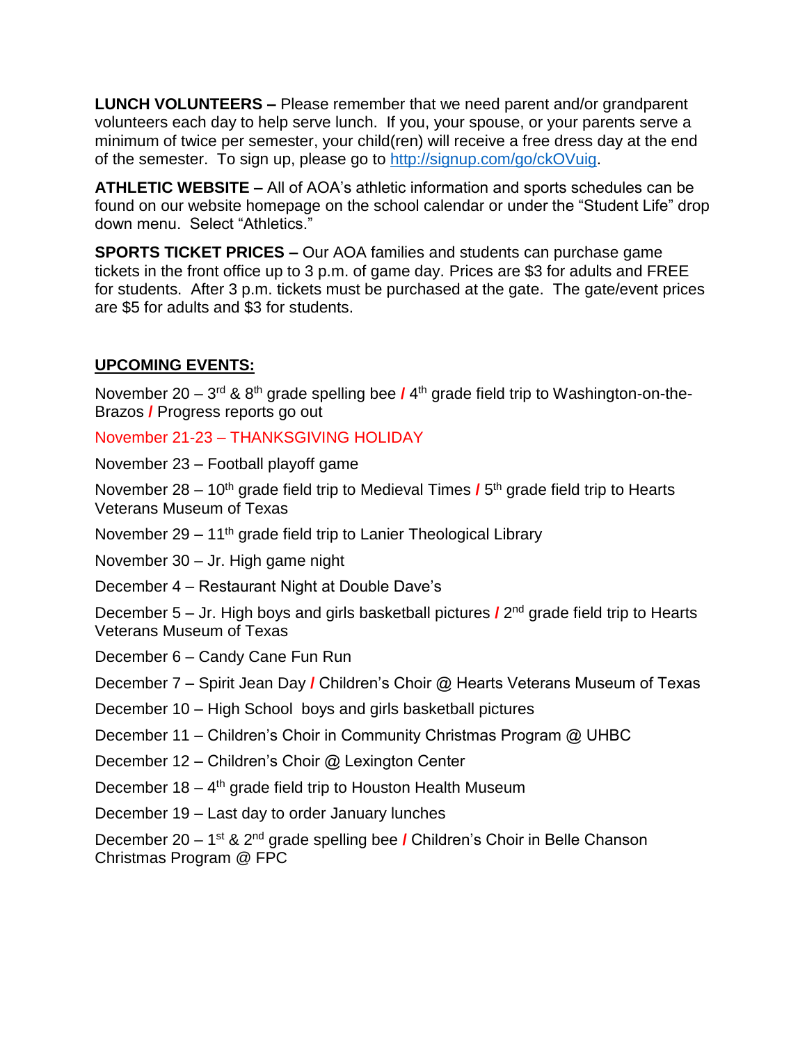**LUNCH VOLUNTEERS –** Please remember that we need parent and/or grandparent volunteers each day to help serve lunch. If you, your spouse, or your parents serve a minimum of twice per semester, your child(ren) will receive a free dress day at the end of the semester. To sign up, please go to http://signup.com/go/ckOVuig.

**ATHLETIC WEBSITE –** All of AOA's athletic information and sports schedules can be found on our website homepage on the school calendar or under the "Student Life" drop down menu. Select "Athletics."

**SPORTS TICKET PRICES –** Our AOA families and students can purchase game tickets in the front office up to 3 p.m. of game day. Prices are $3 for adults and FREE for students. After 3 p.m. tickets must be purchased at the gate. The gate/event prices are $5 for adults and $3 for students.

## UPCOMING EVENTS:

November 20 – 3rd & 8th grade spelling bee **/** 4th grade field trip to Washington-on-the-Brazos **/** Progress reports go out

November 21-23 – THANKSGIVING HOLIDAY

November 23 – Football playoff game

November 28 – 10th grade field trip to Medieval Times **/** 5th grade field trip to Hearts Veterans Museum of Texas

November 29 – 11th grade field trip to Lanier Theological Library

November 30 – Jr. High game night

December 4 – Restaurant Night at Double Dave's

December 5 – Jr. High boys and girls basketball pictures **/** 2nd grade field trip to Hearts Veterans Museum of Texas

December 6 – Candy Cane Fun Run

December 7 – Spirit Jean Day **/** Children's Choir @ Hearts Veterans Museum of Texas

December 10 – High School boys and girls basketball pictures

December 11 – Children's Choir in Community Christmas Program @ UHBC

December 12 – Children's Choir @ Lexington Center

December 18 – 4th grade field trip to Houston Health Museum

December 19 – Last day to order January lunches

December 20 – 1st & 2nd grade spelling bee **/** Children's Choir in Belle Chanson Christmas Program @ FPC